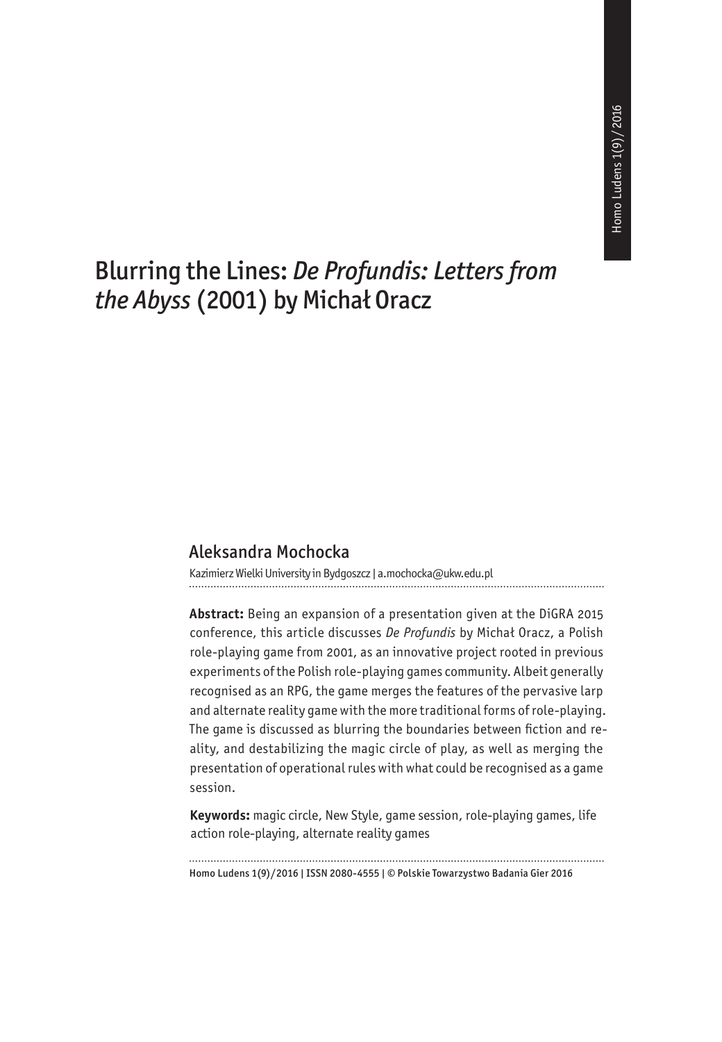# Blurring the Lines: *De Profundis: Letters from the Abyss* (2001) by Michał Oracz

## Aleksandra Mochocka

Kazimierz Wielki University in Bydgoszcz | a.mochocka@ukw.edu.pl

**Abstract:** Being an expansion of a presentation given at the DiGRA 2015 conference, this article discusses *De Profundis* by Michał Oracz, a Polish role-playing game from 2001, as an innovative project rooted in previous experiments of the Polish role-playing games community. Albeit generally recognised as an RPG, the game merges the features of the pervasive larp and alternate reality game with the more traditional forms of role-playing. The game is discussed as blurring the boundaries between fiction and reality, and destabilizing the magic circle of play, as well as merging the presentation of operational rules with what could be recognised as a game session.

**Keywords:** magic circle, New Style, game session, role-playing games, life action role-playing, alternate reality games

Homo Ludens 1(9)/2016 | ISSN 2080-4555 | © Polskie Towarzystwo Badania Gier 2016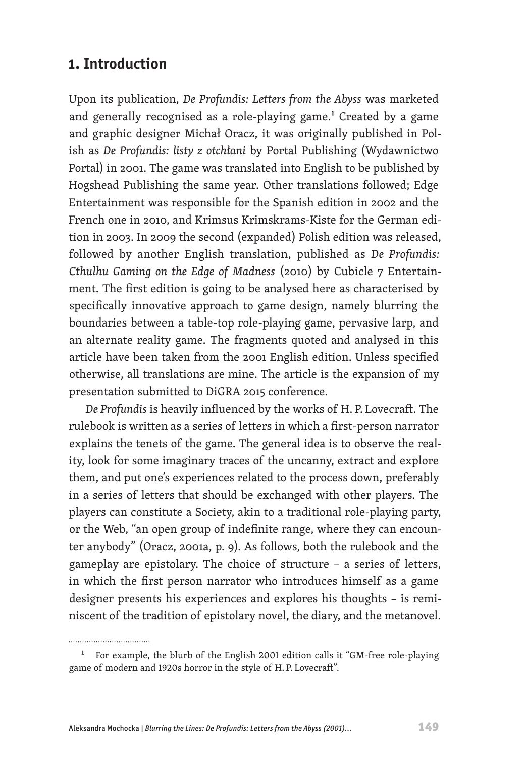## 1. Introduction

Upon its publication, *De Profundis: Letters from the Abyss* was marketed and generally recognised as a role-playing game.[1] Created by a game and graphic designer Michał Oracz, it was originally published in Polish as *De Profundis: listy z otchłani* by Portal Publishing (Wydawnictwo Portal) in 2001. The game was translated into English to be published by Hogshead Publishing the same year. Other translations followed; Edge Entertainment was responsible for the Spanish edition in 2002 and the French one in 2010, and Krimsus Krimskrams-Kiste for the German edition in 2003. In 2009 the second (expanded) Polish edition was released, followed by another English translation, published as *De Profundis: Cthulhu Gaming on the Edge of Madness* (2010) by Cubicle 7 Entertainment. The first edition is going to be analysed here as characterised by specifically innovative approach to game design, namely blurring the boundaries between a table-top role-playing game, pervasive larp, and an alternate reality game. The fragments quoted and analysed in this article have been taken from the 2001 English edition. Unless specified otherwise, all translations are mine. The article is the expansion of my presentation submitted to DiGRA 2015 conference.

*De Profundis* is heavily influenced by the works of H. P. Lovecraft. The rulebook is written as a series of letters in which a first-person narrator explains the tenets of the game. The general idea is to observe the reality, look for some imaginary traces of the uncanny, extract and explore them, and put one's experiences related to the process down, preferably in a series of letters that should be exchanged with other players. The players can constitute a Society, akin to a traditional role-playing party, or the Web, "an open group of indefinite range, where they can encounter anybody" (Oracz, 2001a, p. 9). As follows, both the rulebook and the gameplay are epistolary. The choice of structure – a series of letters, in which the first person narrator who introduces himself as a game designer presents his experiences and explores his thoughts – is reminiscent of the tradition of epistolary novel, the diary, and the metanovel.

---

[1] For example, the blurb of the English 2001 edition calls it "GM-free role-playing game of modern and 1920s horror in the style of H. P. Lovecraft".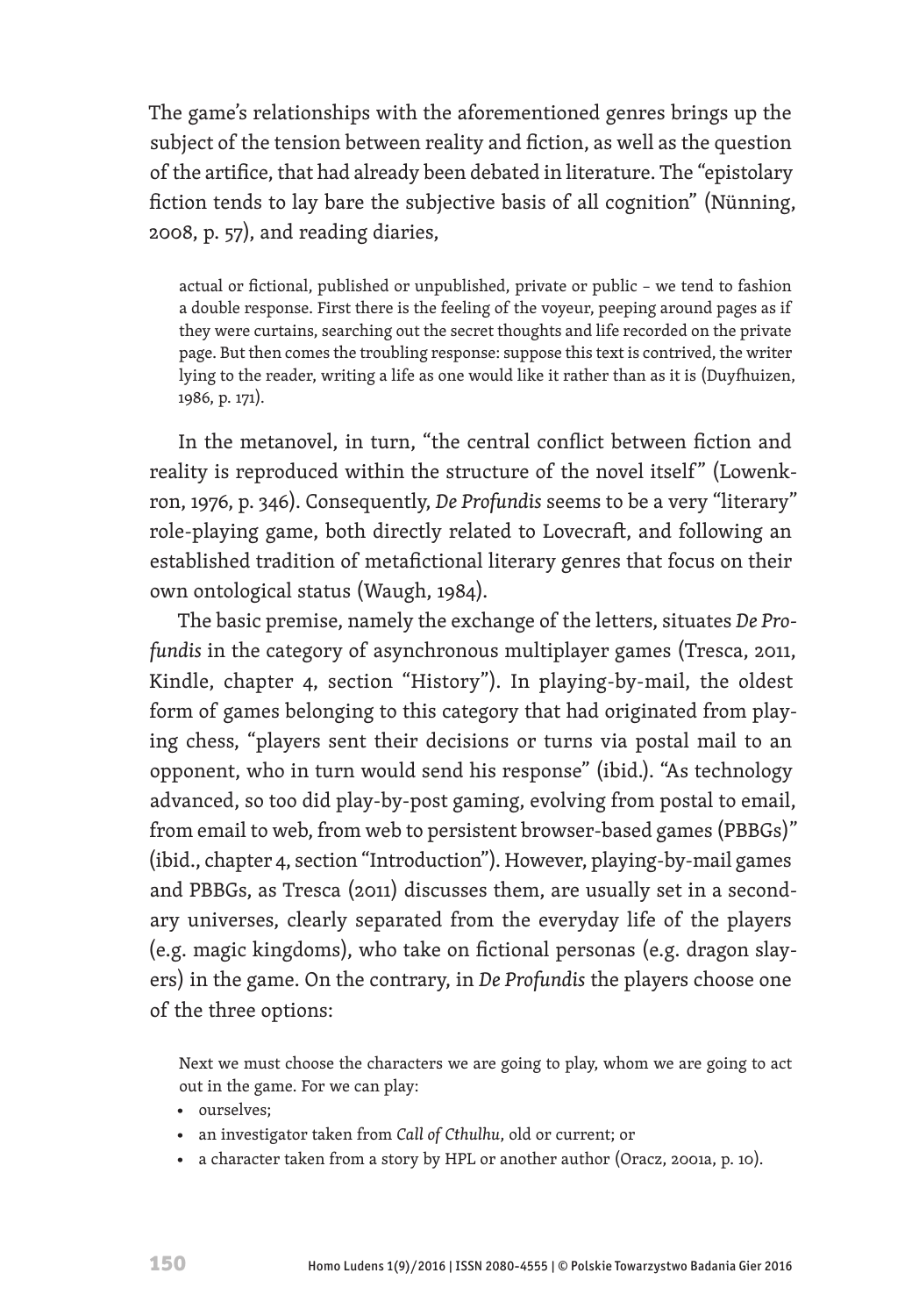The game's relationships with the aforementioned genres brings up the subject of the tension between reality and fiction, as well as the question of the artifice, that had already been debated in literature. The "epistolary fiction tends to lay bare the subjective basis of all cognition" (Nünning, 2008, p. 57), and reading diaries,

> actual or fictional, published or unpublished, private or public – we tend to fashion a double response. First there is the feeling of the voyeur, peeping around pages as if they were curtains, searching out the secret thoughts and life recorded on the private page. But then comes the troubling response: suppose this text is contrived, the writer lying to the reader, writing a life as one would like it rather than as it is (Duyfhuizen, 1986, p. 171).

In the metanovel, in turn, "the central conflict between fiction and reality is reproduced within the structure of the novel itself" (Lowenkron, 1976, p. 346). Consequently, *De Profundis* seems to be a very "literary" role-playing game, both directly related to Lovecraft, and following an established tradition of metafictional literary genres that focus on their own ontological status (Waugh, 1984).

The basic premise, namely the exchange of the letters, situates *De Profundis* in the category of asynchronous multiplayer games (Tresca, 2011, Kindle, chapter 4, section "History"). In playing-by-mail, the oldest form of games belonging to this category that had originated from playing chess, "players sent their decisions or turns via postal mail to an opponent, who in turn would send his response" (ibid.). "As technology advanced, so too did play-by-post gaming, evolving from postal to email, from email to web, from web to persistent browser-based games (PBBGs)" (ibid., chapter 4, section "Introduction"). However, playing-by-mail games and PBBGs, as Tresca (2011) discusses them, are usually set in a secondary universes, clearly separated from the everyday life of the players (e.g. magic kingdoms), who take on fictional personas (e.g. dragon slayers) in the game. On the contrary, in *De Profundis* the players choose one of the three options:

> Next we must choose the characters we are going to play, whom we are going to act out in the game. For we can play:
>
> - ourselves;
> - an investigator taken from *Call of Cthulhu*, old or current; or
> - a character taken from a story by HPL or another author (Oracz, 2001a, p. 10).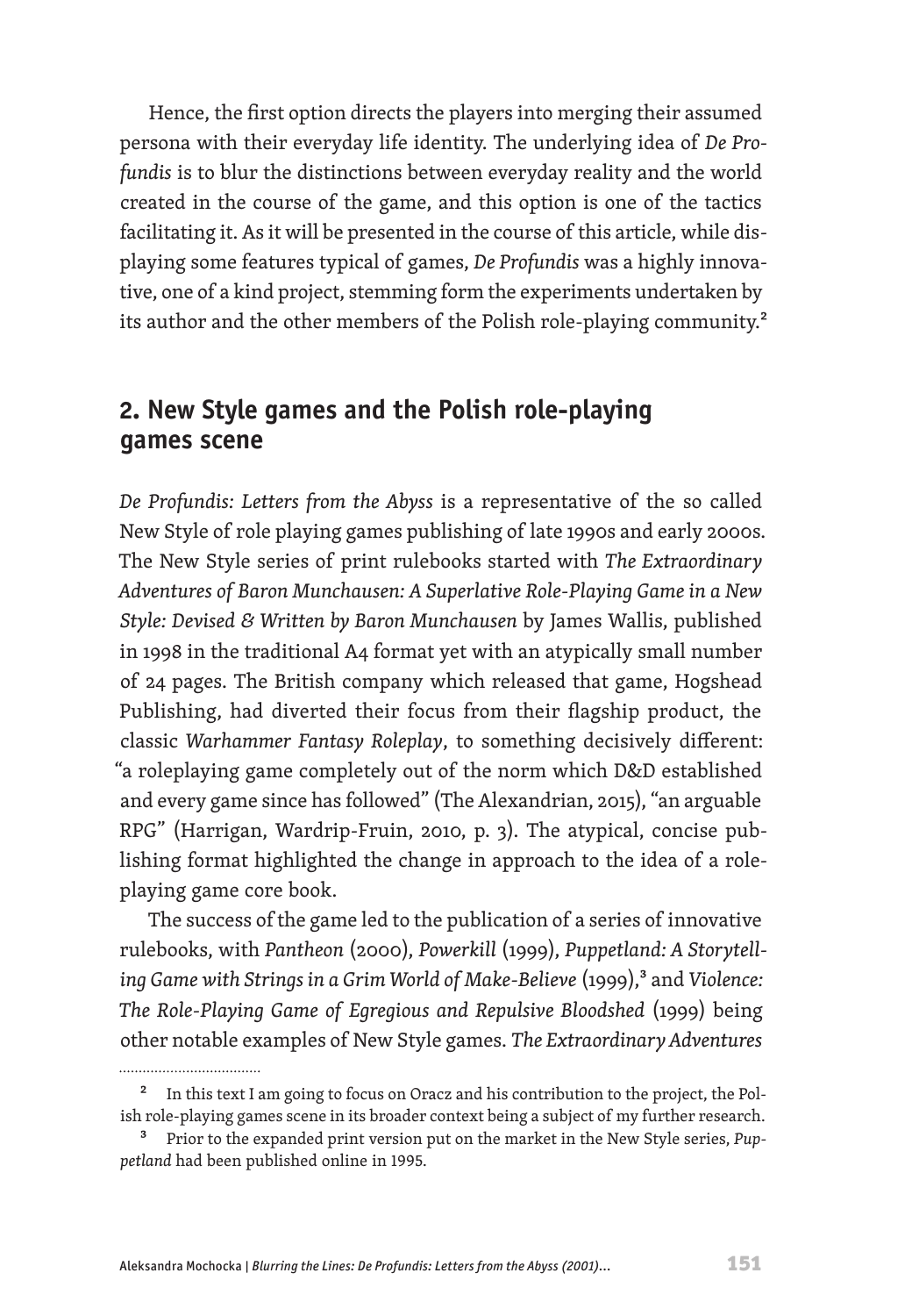Hence, the first option directs the players into merging their assumed persona with their everyday life identity. The underlying idea of *De Profundis* is to blur the distinctions between everyday reality and the world created in the course of the game, and this option is one of the tactics facilitating it. As it will be presented in the course of this article, while displaying some features typical of games, *De Profundis* was a highly innovative, one of a kind project, stemming form the experiments undertaken by its author and the other members of the Polish role-playing community.[2]

## 2. New Style games and the Polish role-playing games scene

*De Profundis: Letters from the Abyss* is a representative of the so called New Style of role playing games publishing of late 1990s and early 2000s. The New Style series of print rulebooks started with *The Extraordinary Adventures of Baron Munchausen: A Superlative Role-Playing Game in a New Style: Devised & Written by Baron Munchausen* by James Wallis, published in 1998 in the traditional A4 format yet with an atypically small number of 24 pages. The British company which released that game, Hogshead Publishing, had diverted their focus from their flagship product, the classic *Warhammer Fantasy Roleplay*, to something decisively different: "a roleplaying game completely out of the norm which D&D established and every game since has followed" (The Alexandrian, 2015), "an arguable RPG" (Harrigan, Wardrip-Fruin, 2010, p. 3). The atypical, concise publishing format highlighted the change in approach to the idea of a role-playing game core book.

The success of the game led to the publication of a series of innovative rulebooks, with *Pantheon* (2000), *Powerkill* (1999), *Puppetland: A Storytelling Game with Strings in a Grim World of Make-Believe* (1999),[3] and *Violence: The Role-Playing Game of Egregious and Repulsive Bloodshed* (1999) being other notable examples of New Style games. *The Extraordinary Adventures*

[2] In this text I am going to focus on Oracz and his contribution to the project, the Polish role-playing games scene in its broader context being a subject of my further research.

[3] Prior to the expanded print version put on the market in the New Style series, *Puppetland* had been published online in 1995.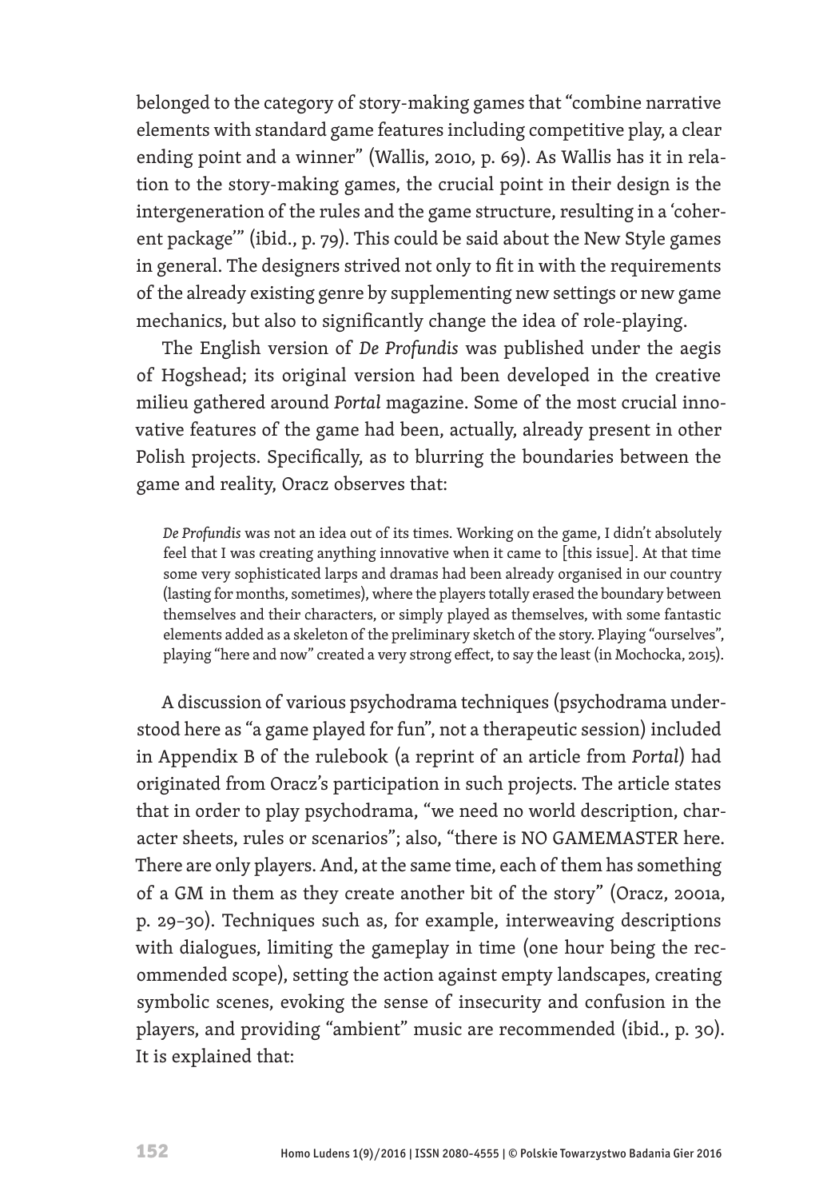belonged to the category of story-making games that "combine narrative elements with standard game features including competitive play, a clear ending point and a winner" (Wallis, 2010, p. 69). As Wallis has it in relation to the story-making games, the crucial point in their design is the intergeneration of the rules and the game structure, resulting in a 'coherent package'" (ibid., p. 79). This could be said about the New Style games in general. The designers strived not only to fit in with the requirements of the already existing genre by supplementing new settings or new game mechanics, but also to significantly change the idea of role-playing.

The English version of *De Profundis* was published under the aegis of Hogshead; its original version had been developed in the creative milieu gathered around *Portal* magazine. Some of the most crucial innovative features of the game had been, actually, already present in other Polish projects. Specifically, as to blurring the boundaries between the game and reality, Oracz observes that:

> *De Profundis* was not an idea out of its times. Working on the game, I didn't absolutely feel that I was creating anything innovative when it came to [this issue]. At that time some very sophisticated larps and dramas had been already organised in our country (lasting for months, sometimes), where the players totally erased the boundary between themselves and their characters, or simply played as themselves, with some fantastic elements added as a skeleton of the preliminary sketch of the story. Playing "ourselves", playing "here and now" created a very strong effect, to say the least (in Mochocka, 2015).

A discussion of various psychodrama techniques (psychodrama understood here as "a game played for fun", not a therapeutic session) included in Appendix B of the rulebook (a reprint of an article from *Portal*) had originated from Oracz's participation in such projects. The article states that in order to play psychodrama, "we need no world description, character sheets, rules or scenarios"; also, "there is NO GAMEMASTER here. There are only players. And, at the same time, each of them has something of a GM in them as they create another bit of the story" (Oracz, 2001a, p. 29–30). Techniques such as, for example, interweaving descriptions with dialogues, limiting the gameplay in time (one hour being the recommended scope), setting the action against empty landscapes, creating symbolic scenes, evoking the sense of insecurity and confusion in the players, and providing "ambient" music are recommended (ibid., p. 30). It is explained that: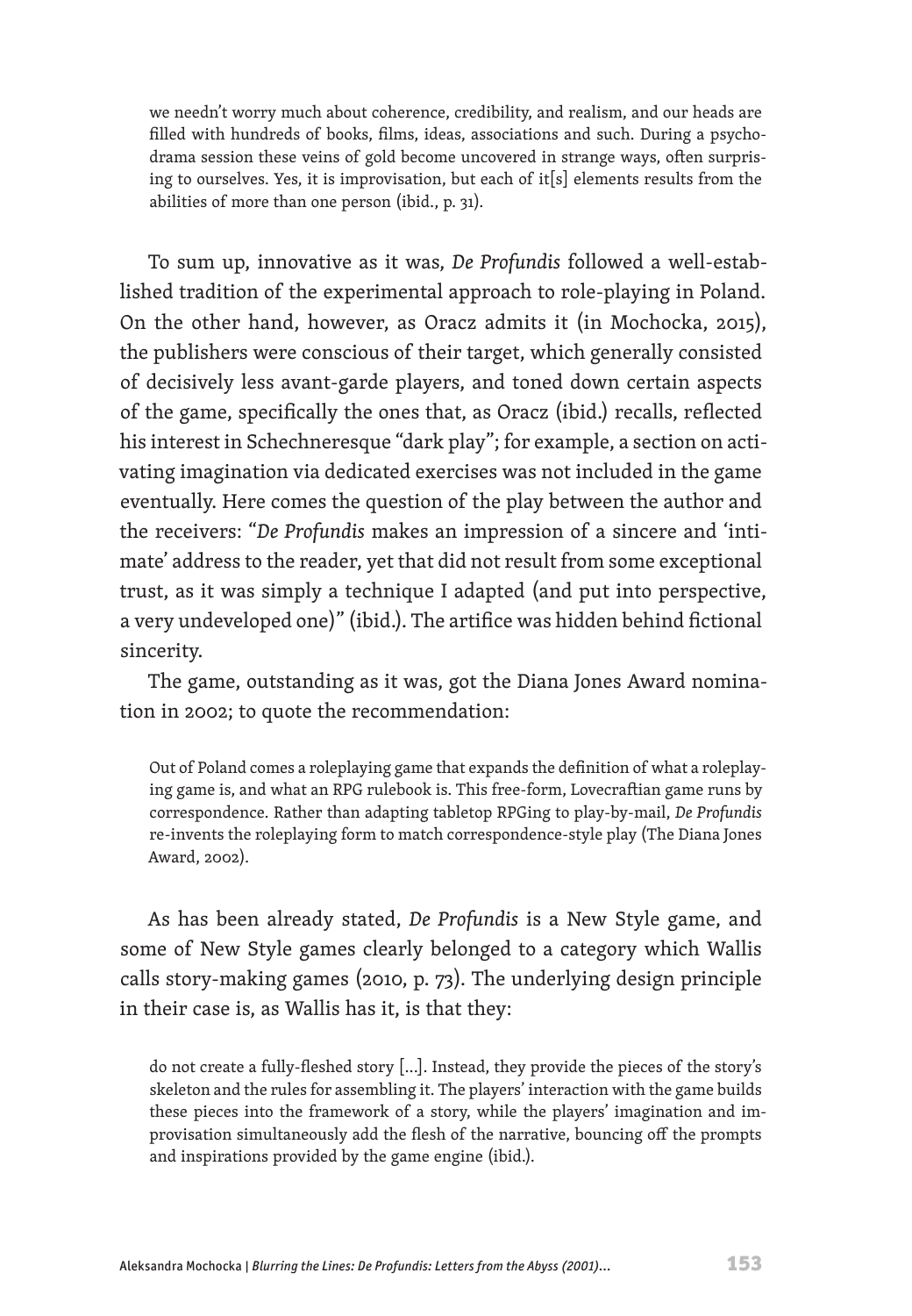> we needn't worry much about coherence, credibility, and realism, and our heads are filled with hundreds of books, films, ideas, associations and such. During a psychodrama session these veins of gold become uncovered in strange ways, often surprising to ourselves. Yes, it is improvisation, but each of it[s] elements results from the abilities of more than one person (ibid., p. 31).

To sum up, innovative as it was, *De Profundis* followed a well-established tradition of the experimental approach to role-playing in Poland. On the other hand, however, as Oracz admits it (in Mochocka, 2015), the publishers were conscious of their target, which generally consisted of decisively less avant-garde players, and toned down certain aspects of the game, specifically the ones that, as Oracz (ibid.) recalls, reflected his interest in Schechneresque "dark play"; for example, a section on activating imagination via dedicated exercises was not included in the game eventually. Here comes the question of the play between the author and the receivers: "*De Profundis* makes an impression of a sincere and 'intimate' address to the reader, yet that did not result from some exceptional trust, as it was simply a technique I adapted (and put into perspective, a very undeveloped one)" (ibid.). The artifice was hidden behind fictional sincerity.

The game, outstanding as it was, got the Diana Jones Award nomination in 2002; to quote the recommendation:

> Out of Poland comes a roleplaying game that expands the definition of what a roleplaying game is, and what an RPG rulebook is. This free-form, Lovecraftian game runs by correspondence. Rather than adapting tabletop RPGing to play-by-mail, *De Profundis* re-invents the roleplaying form to match correspondence-style play (The Diana Jones Award, 2002).

As has been already stated, *De Profundis* is a New Style game, and some of New Style games clearly belonged to a category which Wallis calls story-making games (2010, p. 73). The underlying design principle in their case is, as Wallis has it, is that they:

> do not create a fully-fleshed story [...]. Instead, they provide the pieces of the story's skeleton and the rules for assembling it. The players' interaction with the game builds these pieces into the framework of a story, while the players' imagination and improvisation simultaneously add the flesh of the narrative, bouncing off the prompts and inspirations provided by the game engine (ibid.).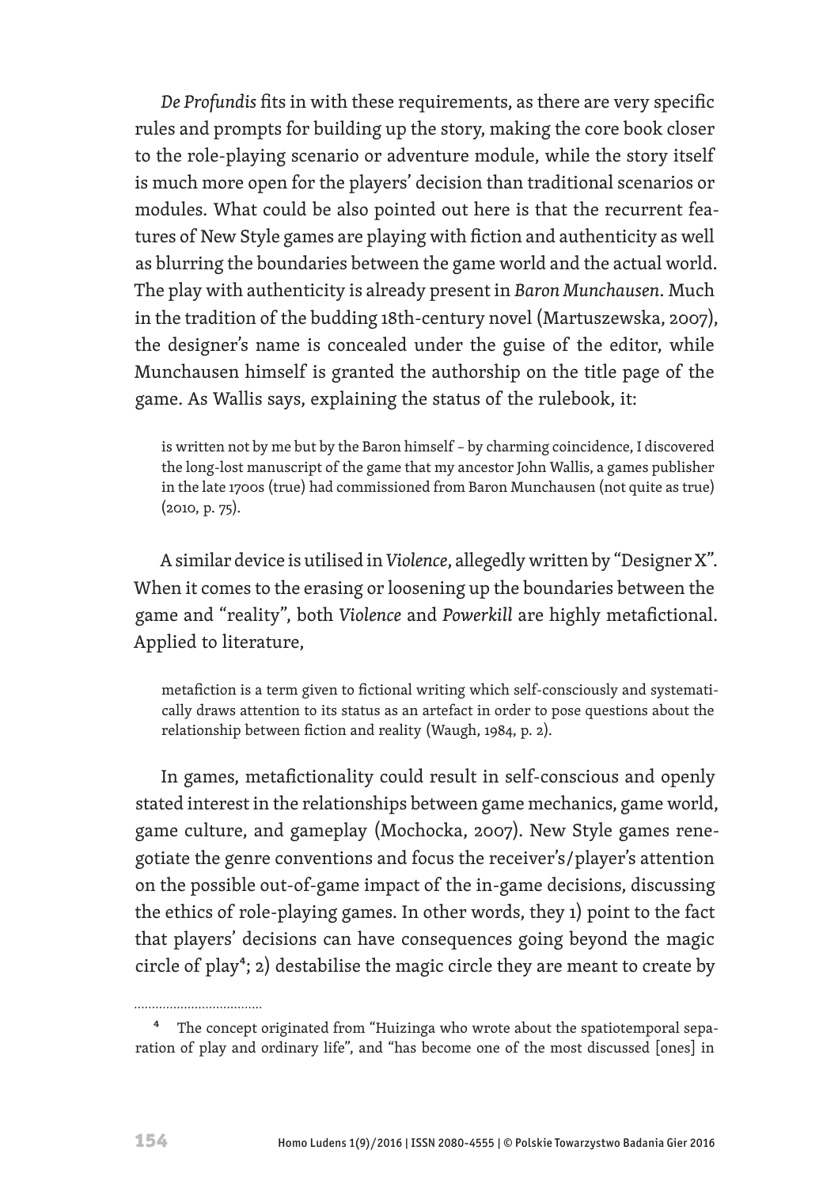*De Profundis* fits in with these requirements, as there are very specific rules and prompts for building up the story, making the core book closer to the role-playing scenario or adventure module, while the story itself is much more open for the players' decision than traditional scenarios or modules. What could be also pointed out here is that the recurrent features of New Style games are playing with fiction and authenticity as well as blurring the boundaries between the game world and the actual world. The play with authenticity is already present in *Baron Munchausen*. Much in the tradition of the budding 18th-century novel (Martuszewska, 2007), the designer's name is concealed under the guise of the editor, while Munchausen himself is granted the authorship on the title page of the game. As Wallis says, explaining the status of the rulebook, it:

> is written not by me but by the Baron himself – by charming coincidence, I discovered the long-lost manuscript of the game that my ancestor John Wallis, a games publisher in the late 1700s (true) had commissioned from Baron Munchausen (not quite as true) (2010, p. 75).

A similar device is utilised in *Violence*, allegedly written by "Designer X". When it comes to the erasing or loosening up the boundaries between the game and "reality", both *Violence* and *Powerkill* are highly metafictional. Applied to literature,

> metafiction is a term given to fictional writing which self-consciously and systematically draws attention to its status as an artefact in order to pose questions about the relationship between fiction and reality (Waugh, 1984, p. 2).

In games, metafictionality could result in self-conscious and openly stated interest in the relationships between game mechanics, game world, game culture, and gameplay (Mochocka, 2007). New Style games renegotiate the genre conventions and focus the receiver's/player's attention on the possible out-of-game impact of the in-game decisions, discussing the ethics of role-playing games. In other words, they 1) point to the fact that players' decisions can have consequences going beyond the magic circle of play[4]; 2) destabilise the magic circle they are meant to create by

---

[4] The concept originated from "Huizinga who wrote about the spatiotemporal separation of play and ordinary life", and "has become one of the most discussed [ones] in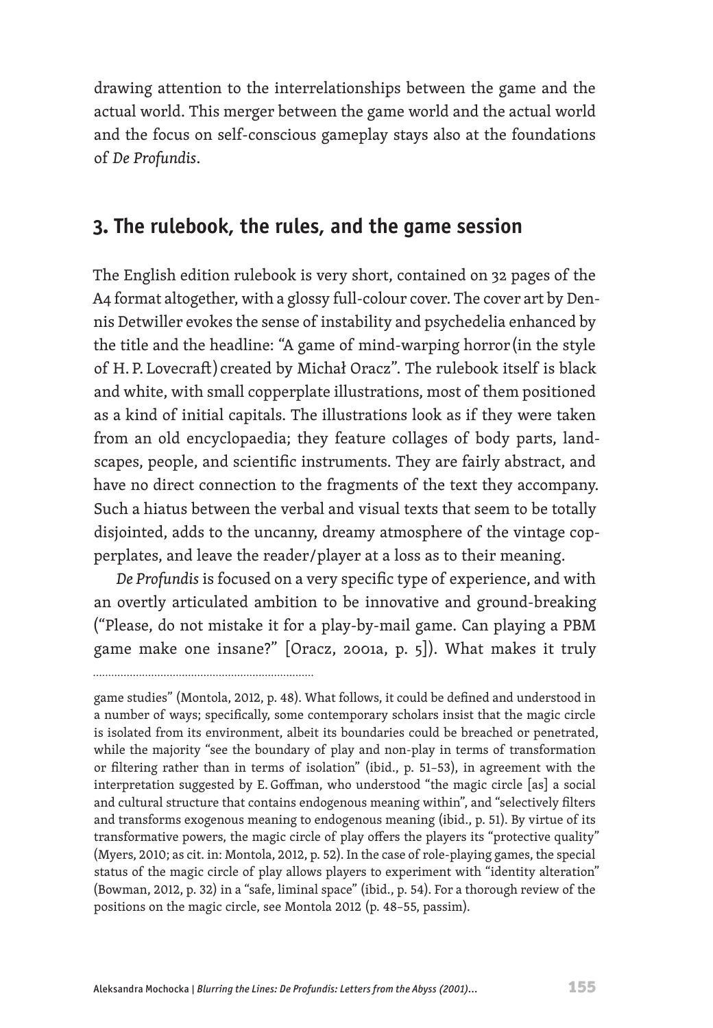drawing attention to the interrelationships between the game and the actual world. This merger between the game world and the actual world and the focus on self-conscious gameplay stays also at the foundations of *De Profundis*.

## 3. The rulebook, the rules, and the game session

The English edition rulebook is very short, contained on 32 pages of the A4 format altogether, with a glossy full-colour cover. The cover art by Dennis Detwiller evokes the sense of instability and psychedelia enhanced by the title and the headline: "A game of mind-warping horror (in the style of H. P. Lovecraft) created by Michał Oracz". The rulebook itself is black and white, with small copperplate illustrations, most of them positioned as a kind of initial capitals. The illustrations look as if they were taken from an old encyclopaedia; they feature collages of body parts, landscapes, people, and scientific instruments. They are fairly abstract, and have no direct connection to the fragments of the text they accompany. Such a hiatus between the verbal and visual texts that seem to be totally disjointed, adds to the uncanny, dreamy atmosphere of the vintage copperplates, and leave the reader/player at a loss as to their meaning.

*De Profundis* is focused on a very specific type of experience, and with an overtly articulated ambition to be innovative and ground-breaking ("Please, do not mistake it for a play-by-mail game. Can playing a PBM game make one insane?" [Oracz, 2001a, p. 5]). What makes it truly

---

game studies" (Montola, 2012, p. 48). What follows, it could be defined and understood in a number of ways; specifically, some contemporary scholars insist that the magic circle is isolated from its environment, albeit its boundaries could be breached or penetrated, while the majority "see the boundary of play and non-play in terms of transformation or filtering rather than in terms of isolation" (ibid., p. 51–53), in agreement with the interpretation suggested by E. Goffman, who understood "the magic circle [as] a social and cultural structure that contains endogenous meaning within", and "selectively filters and transforms exogenous meaning to endogenous meaning (ibid., p. 51). By virtue of its transformative powers, the magic circle of play offers the players its "protective quality" (Myers, 2010; as cit. in: Montola, 2012, p. 52). In the case of role-playing games, the special status of the magic circle of play allows players to experiment with "identity alteration" (Bowman, 2012, p. 32) in a "safe, liminal space" (ibid., p. 54). For a thorough review of the positions on the magic circle, see Montola 2012 (p. 48–55, passim).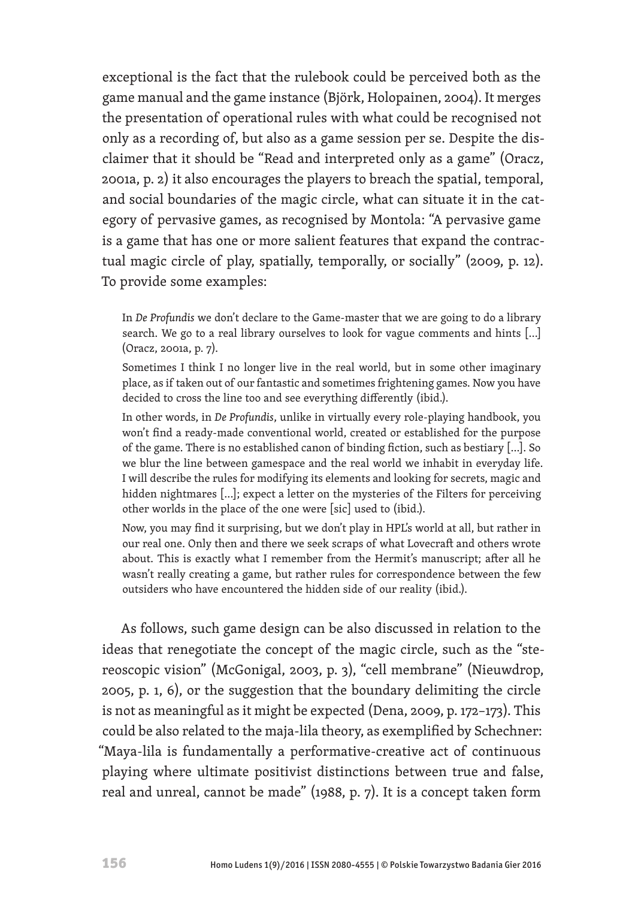exceptional is the fact that the rulebook could be perceived both as the game manual and the game instance (Björk, Holopainen, 2004). It merges the presentation of operational rules with what could be recognised not only as a recording of, but also as a game session per se. Despite the disclaimer that it should be "Read and interpreted only as a game" (Oracz, 2001a, p. 2) it also encourages the players to breach the spatial, temporal, and social boundaries of the magic circle, what can situate it in the category of pervasive games, as recognised by Montola: "A pervasive game is a game that has one or more salient features that expand the contractual magic circle of play, spatially, temporally, or socially" (2009, p. 12). To provide some examples:

> In *De Profundis* we don't declare to the Game-master that we are going to do a library search. We go to a real library ourselves to look for vague comments and hints [...] (Oracz, 2001a, p. 7).
>
> Sometimes I think I no longer live in the real world, but in some other imaginary place, as if taken out of our fantastic and sometimes frightening games. Now you have decided to cross the line too and see everything differently (ibid.).
>
> In other words, in *De Profundis*, unlike in virtually every role-playing handbook, you won't find a ready-made conventional world, created or established for the purpose of the game. There is no established canon of binding fiction, such as bestiary [...]. So we blur the line between gamespace and the real world we inhabit in everyday life. I will describe the rules for modifying its elements and looking for secrets, magic and hidden nightmares [...]; expect a letter on the mysteries of the Filters for perceiving other worlds in the place of the one were [sic] used to (ibid.).
>
> Now, you may find it surprising, but we don't play in HPL's world at all, but rather in our real one. Only then and there we seek scraps of what Lovecraft and others wrote about. This is exactly what I remember from the Hermit's manuscript; after all he wasn't really creating a game, but rather rules for correspondence between the few outsiders who have encountered the hidden side of our reality (ibid.).

As follows, such game design can be also discussed in relation to the ideas that renegotiate the concept of the magic circle, such as the "stereoscopic vision" (McGonigal, 2003, p. 3), "cell membrane" (Nieuwdrop, 2005, p. 1, 6), or the suggestion that the boundary delimiting the circle is not as meaningful as it might be expected (Dena, 2009, p. 172–173). This could be also related to the maja-lila theory, as exemplified by Schechner: "Maya-lila is fundamentally a performative-creative act of continuous playing where ultimate positivist distinctions between true and false, real and unreal, cannot be made" (1988, p. 7). It is a concept taken form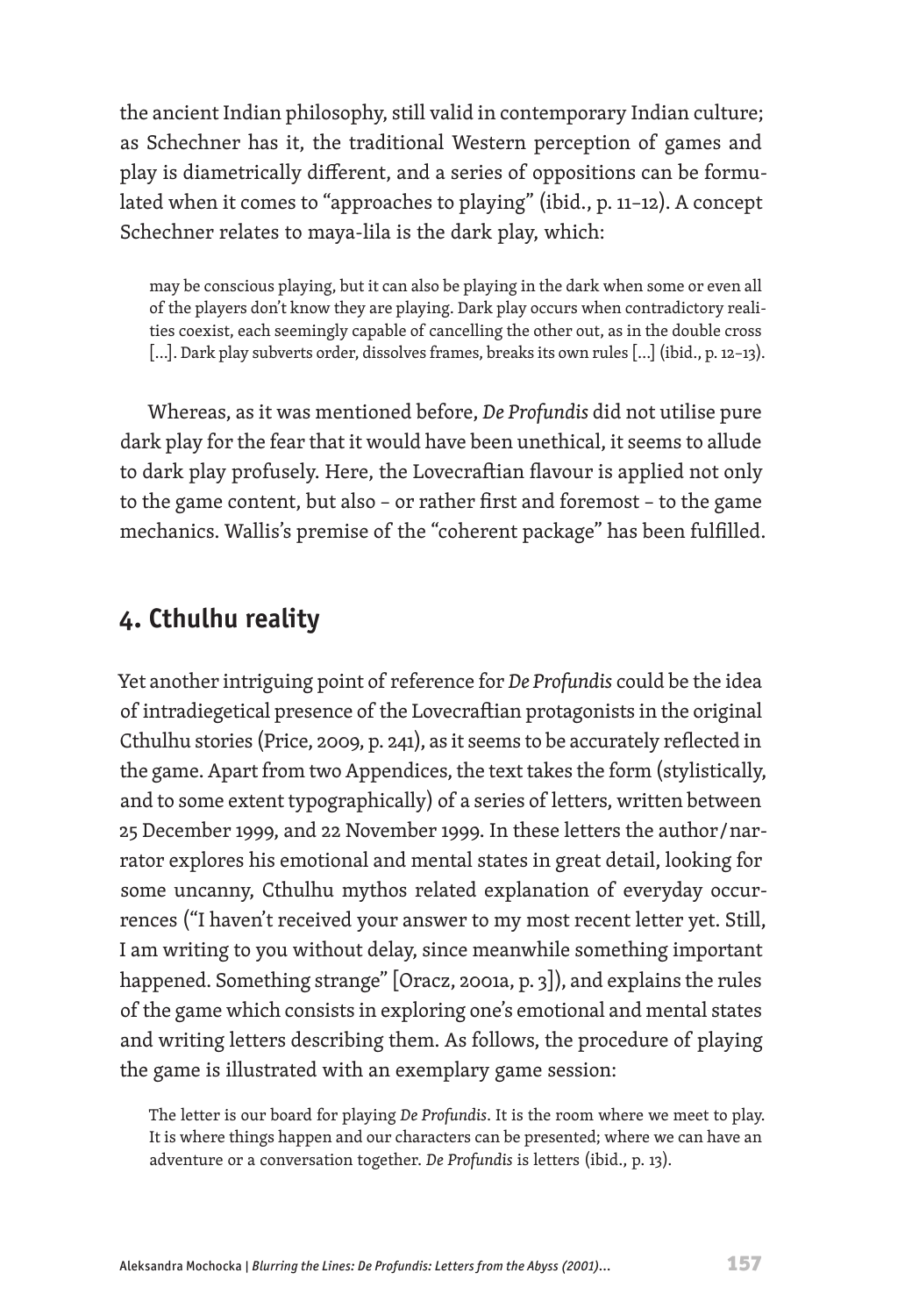the ancient Indian philosophy, still valid in contemporary Indian culture; as Schechner has it, the traditional Western perception of games and play is diametrically different, and a series of oppositions can be formulated when it comes to "approaches to playing" (ibid., p. 11–12). A concept Schechner relates to maya-lila is the dark play, which:

> may be conscious playing, but it can also be playing in the dark when some or even all of the players don't know they are playing. Dark play occurs when contradictory realities coexist, each seemingly capable of cancelling the other out, as in the double cross [...]. Dark play subverts order, dissolves frames, breaks its own rules [...] (ibid., p. 12–13).

Whereas, as it was mentioned before, *De Profundis* did not utilise pure dark play for the fear that it would have been unethical, it seems to allude to dark play profusely. Here, the Lovecraftian flavour is applied not only to the game content, but also – or rather first and foremost – to the game mechanics. Wallis's premise of the "coherent package" has been fulfilled.

## 4. Cthulhu reality

Yet another intriguing point of reference for *De Profundis* could be the idea of intradiegetical presence of the Lovecraftian protagonists in the original Cthulhu stories (Price, 2009, p. 241), as it seems to be accurately reflected in the game. Apart from two Appendices, the text takes the form (stylistically, and to some extent typographically) of a series of letters, written between 25 December 1999, and 22 November 1999. In these letters the author/narrator explores his emotional and mental states in great detail, looking for some uncanny, Cthulhu mythos related explanation of everyday occurrences ("I haven't received your answer to my most recent letter yet. Still, I am writing to you without delay, since meanwhile something important happened. Something strange" [Oracz, 2001a, p. 3]), and explains the rules of the game which consists in exploring one's emotional and mental states and writing letters describing them. As follows, the procedure of playing the game is illustrated with an exemplary game session:

> The letter is our board for playing *De Profundis*. It is the room where we meet to play. It is where things happen and our characters can be presented; where we can have an adventure or a conversation together. *De Profundis* is letters (ibid., p. 13).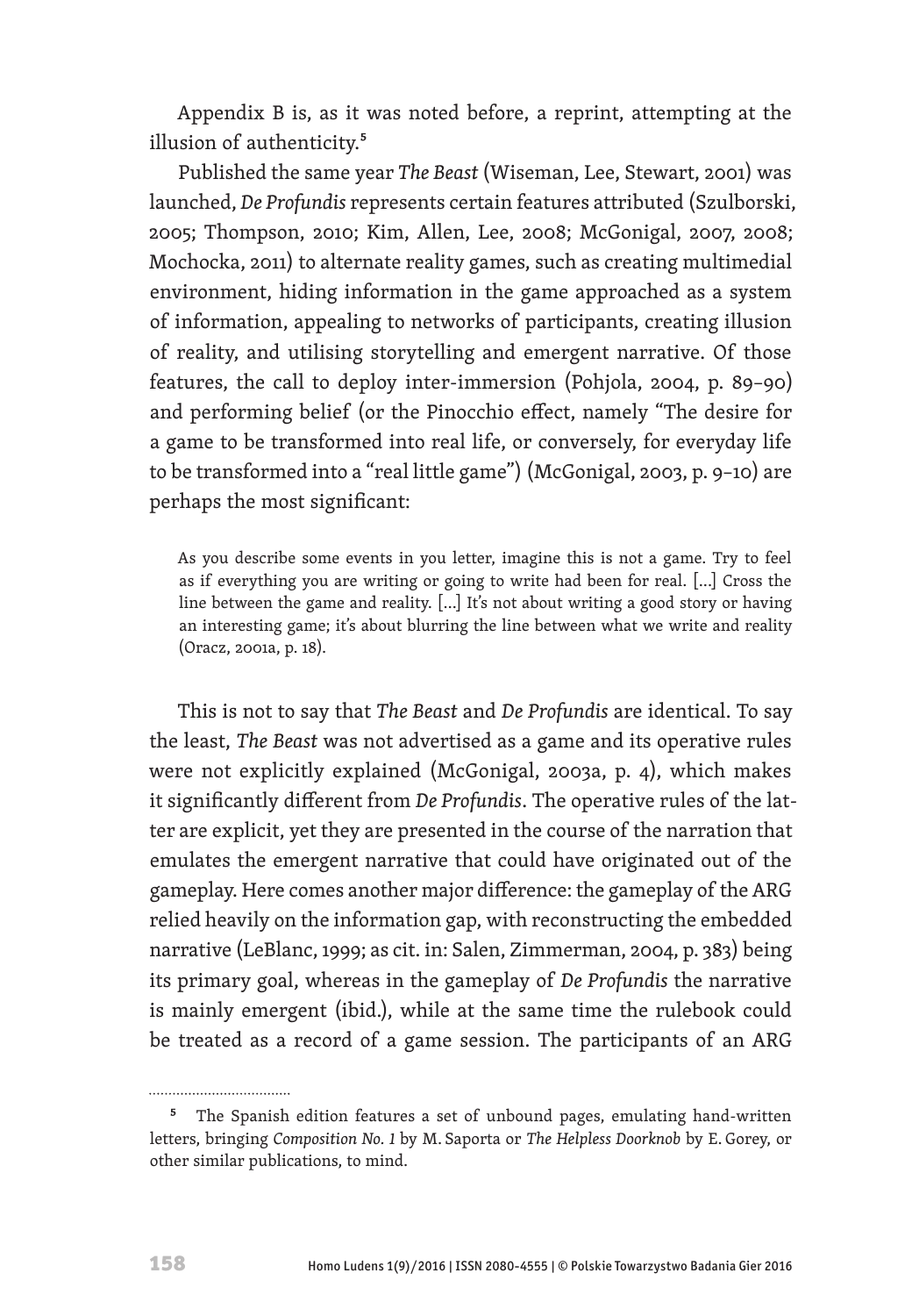Appendix B is, as it was noted before, a reprint, attempting at the illusion of authenticity.[5]

Published the same year *The Beast* (Wiseman, Lee, Stewart, 2001) was launched, *De Profundis* represents certain features attributed (Szulborski, 2005; Thompson, 2010; Kim, Allen, Lee, 2008; McGonigal, 2007, 2008; Mochocka, 2011) to alternate reality games, such as creating multimedial environment, hiding information in the game approached as a system of information, appealing to networks of participants, creating illusion of reality, and utilising storytelling and emergent narrative. Of those features, the call to deploy inter-immersion (Pohjola, 2004, p. 89–90) and performing belief (or the Pinocchio effect, namely "The desire for a game to be transformed into real life, or conversely, for everyday life to be transformed into a "real little game") (McGonigal, 2003, p. 9–10) are perhaps the most significant:

> As you describe some events in you letter, imagine this is not a game. Try to feel as if everything you are writing or going to write had been for real. [...] Cross the line between the game and reality. [...] It's not about writing a good story or having an interesting game; it's about blurring the line between what we write and reality (Oracz, 2001a, p. 18).

This is not to say that *The Beast* and *De Profundis* are identical. To say the least, *The Beast* was not advertised as a game and its operative rules were not explicitly explained (McGonigal, 2003a, p. 4), which makes it significantly different from *De Profundis*. The operative rules of the latter are explicit, yet they are presented in the course of the narration that emulates the emergent narrative that could have originated out of the gameplay. Here comes another major difference: the gameplay of the ARG relied heavily on the information gap, with reconstructing the embedded narrative (LeBlanc, 1999; as cit. in: Salen, Zimmerman, 2004, p. 383) being its primary goal, whereas in the gameplay of *De Profundis* the narrative is mainly emergent (ibid.), while at the same time the rulebook could be treated as a record of a game session. The participants of an ARG

---

[5] The Spanish edition features a set of unbound pages, emulating hand-written letters, bringing *Composition No. 1* by M. Saporta or *The Helpless Doorknob* by E. Gorey, or other similar publications, to mind.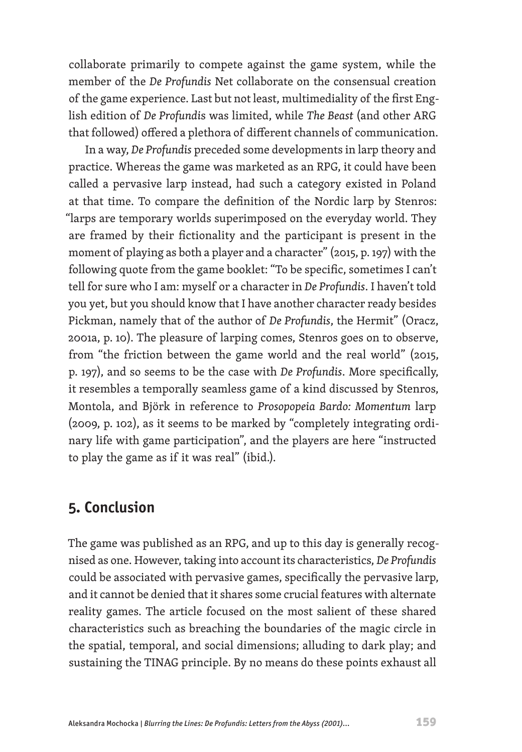collaborate primarily to compete against the game system, while the member of the *De Profundis* Net collaborate on the consensual creation of the game experience. Last but not least, multimediality of the first English edition of *De Profundis* was limited, while *The Beast* (and other ARG that followed) offered a plethora of different channels of communication.

In a way, *De Profundis* preceded some developments in larp theory and practice. Whereas the game was marketed as an RPG, it could have been called a pervasive larp instead, had such a category existed in Poland at that time. To compare the definition of the Nordic larp by Stenros: "larps are temporary worlds superimposed on the everyday world. They are framed by their fictionality and the participant is present in the moment of playing as both a player and a character" (2015, p. 197) with the following quote from the game booklet: "To be specific, sometimes I can't tell for sure who I am: myself or a character in *De Profundis*. I haven't told you yet, but you should know that I have another character ready besides Pickman, namely that of the author of *De Profundis*, the Hermit" (Oracz, 2001a, p. 10). The pleasure of larping comes, Stenros goes on to observe, from "the friction between the game world and the real world" (2015, p. 197), and so seems to be the case with *De Profundis*. More specifically, it resembles a temporally seamless game of a kind discussed by Stenros, Montola, and Björk in reference to *Prosopopeia Bardo: Momentum* larp (2009, p. 102), as it seems to be marked by "completely integrating ordinary life with game participation", and the players are here "instructed to play the game as if it was real" (ibid.).

## 5. Conclusion

The game was published as an RPG, and up to this day is generally recognised as one. However, taking into account its characteristics, *De Profundis* could be associated with pervasive games, specifically the pervasive larp, and it cannot be denied that it shares some crucial features with alternate reality games. The article focused on the most salient of these shared characteristics such as breaching the boundaries of the magic circle in the spatial, temporal, and social dimensions; alluding to dark play; and sustaining the TINAG principle. By no means do these points exhaust all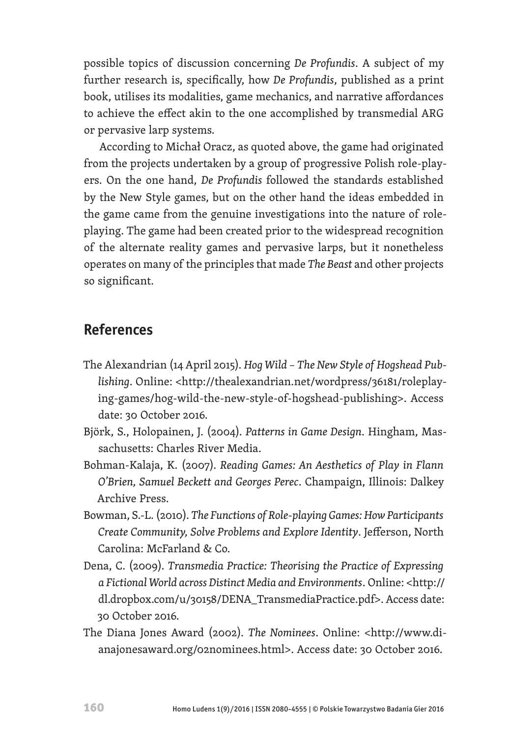possible topics of discussion concerning *De Profundis*. A subject of my further research is, specifically, how *De Profundis*, published as a print book, utilises its modalities, game mechanics, and narrative affordances to achieve the effect akin to the one accomplished by transmedial ARG or pervasive larp systems.

According to Michał Oracz, as quoted above, the game had originated from the projects undertaken by a group of progressive Polish role-players. On the one hand, *De Profundis* followed the standards established by the New Style games, but on the other hand the ideas embedded in the game came from the genuine investigations into the nature of role-playing. The game had been created prior to the widespread recognition of the alternate reality games and pervasive larps, but it nonetheless operates on many of the principles that made *The Beast* and other projects so significant.

## References

The Alexandrian (14 April 2015). *Hog Wild – The New Style of Hogshead Publishing*. Online: <http://thealexandrian.net/wordpress/36181/roleplaying-games/hog-wild-the-new-style-of-hogshead-publishing>. Access date: 30 October 2016.

Björk, S., Holopainen, J. (2004). *Patterns in Game Design*. Hingham, Massachusetts: Charles River Media.

Bohman-Kalaja, K. (2007). *Reading Games: An Aesthetics of Play in Flann O'Brien, Samuel Beckett and Georges Perec*. Champaign, Illinois: Dalkey Archive Press.

Bowman, S.-L. (2010). *The Functions of Role-playing Games: How Participants Create Community, Solve Problems and Explore Identity*. Jefferson, North Carolina: McFarland & Co.

Dena, C. (2009). *Transmedia Practice: Theorising the Practice of Expressing a Fictional World across Distinct Media and Environments*. Online: <http://dl.dropbox.com/u/30158/DENA_TransmediaPractice.pdf>. Access date: 30 October 2016.

The Diana Jones Award (2002). *The Nominees*. Online: <http://www.dianajonesaward.org/02nominees.html>. Access date: 30 October 2016.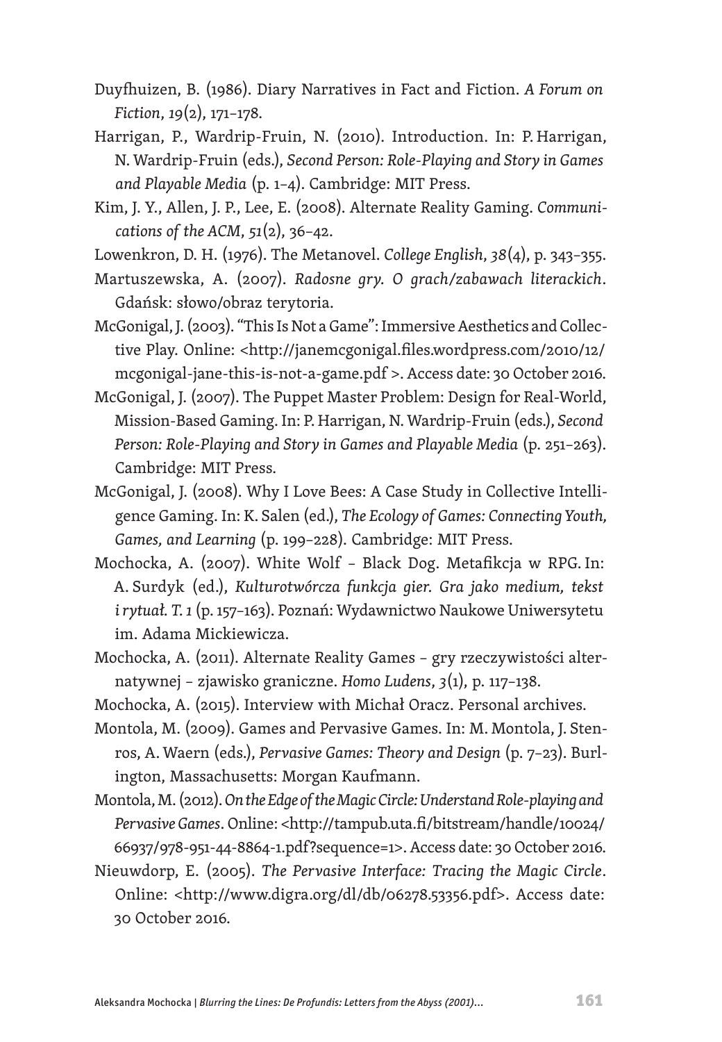Duyfhuizen, B. (1986). Diary Narratives in Fact and Fiction. *A Forum on Fiction*, *19*(2), 171–178.

Harrigan, P., Wardrip-Fruin, N. (2010). Introduction. In: P. Harrigan, N. Wardrip-Fruin (eds.), *Second Person: Role-Playing and Story in Games and Playable Media* (p. 1–4). Cambridge: MIT Press.

Kim, J. Y., Allen, J. P., Lee, E. (2008). Alternate Reality Gaming. *Communications of the ACM*, *51*(2), 36–42.

Lowenkron, D. H. (1976). The Metanovel. *College English*, *38*(4), p. 343–355.

Martuszewska, A. (2007). *Radosne gry. O grach/zabawach literackich*. Gdańsk: słowo/obraz terytoria.

McGonigal, J. (2003). "This Is Not a Game": Immersive Aesthetics and Collective Play. Online: <http://janemcgonigal.files.wordpress.com/2010/12/mcgonigal-jane-this-is-not-a-game.pdf >. Access date: 30 October 2016.

McGonigal, J. (2007). The Puppet Master Problem: Design for Real-World, Mission-Based Gaming. In: P. Harrigan, N. Wardrip-Fruin (eds.), *Second Person: Role-Playing and Story in Games and Playable Media* (p. 251–263). Cambridge: MIT Press.

McGonigal, J. (2008). Why I Love Bees: A Case Study in Collective Intelligence Gaming. In: K. Salen (ed.), *The Ecology of Games: Connecting Youth, Games, and Learning* (p. 199–228). Cambridge: MIT Press.

Mochocka, A. (2007). White Wolf – Black Dog. Metafikcja w RPG. In: A. Surdyk (ed.), *Kulturotwórcza funkcja gier. Gra jako medium, tekst i rytuał. T. 1* (p. 157–163). Poznań: Wydawnictwo Naukowe Uniwersytetu im. Adama Mickiewicza.

Mochocka, A. (2011). Alternate Reality Games – gry rzeczywistości alternatywnej – zjawisko graniczne. *Homo Ludens*, *3*(1), p. 117–138.

Mochocka, A. (2015). Interview with Michał Oracz. Personal archives.

Montola, M. (2009). Games and Pervasive Games. In: M. Montola, J. Stenros, A. Waern (eds.), *Pervasive Games: Theory and Design* (p. 7–23). Burlington, Massachusetts: Morgan Kaufmann.

Montola, M. (2012). *On the Edge of the Magic Circle: Understand Role-playing and Pervasive Games*. Online: <http://tampub.uta.fi/bitstream/handle/10024/66937/978-951-44-8864-1.pdf?sequence=1>. Access date: 30 October 2016.

Nieuwdorp, E. (2005). *The Pervasive Interface: Tracing the Magic Circle*. Online: <http://www.digra.org/dl/db/06278.53356.pdf>. Access date: 30 October 2016.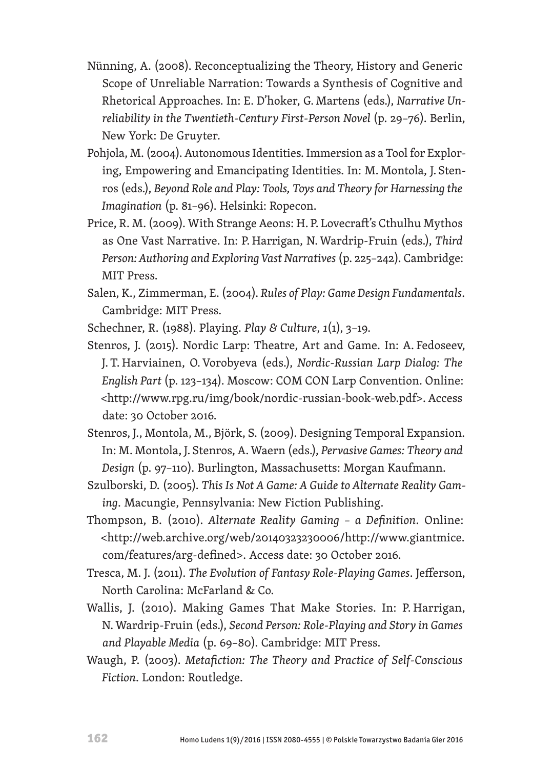Nünning, A. (2008). Reconceptualizing the Theory, History and Generic Scope of Unreliable Narration: Towards a Synthesis of Cognitive and Rhetorical Approaches. In: E. D'hoker, G. Martens (eds.), *Narrative Unreliability in the Twentieth-Century First-Person Novel* (p. 29–76). Berlin, New York: De Gruyter.

Pohjola, M. (2004). Autonomous Identities. Immersion as a Tool for Exploring, Empowering and Emancipating Identities. In: M. Montola, J. Stenros (eds.), *Beyond Role and Play: Tools, Toys and Theory for Harnessing the Imagination* (p. 81–96). Helsinki: Ropecon.

Price, R. M. (2009). With Strange Aeons: H. P. Lovecraft's Cthulhu Mythos as One Vast Narrative. In: P. Harrigan, N. Wardrip-Fruin (eds.), *Third Person: Authoring and Exploring Vast Narratives* (p. 225–242). Cambridge: MIT Press.

Salen, K., Zimmerman, E. (2004). *Rules of Play: Game Design Fundamentals*. Cambridge: MIT Press.

Schechner, R. (1988). Playing. *Play & Culture*, *1*(1), 3–19.

Stenros, J. (2015). Nordic Larp: Theatre, Art and Game. In: A. Fedoseev, J. T. Harviainen, O. Vorobyeva (eds.), *Nordic-Russian Larp Dialog: The English Part* (p. 123–134). Moscow: COM CON Larp Convention. Online: <http://www.rpg.ru/img/book/nordic-russian-book-web.pdf>. Access date: 30 October 2016.

Stenros, J., Montola, M., Björk, S. (2009). Designing Temporal Expansion. In: M. Montola, J. Stenros, A. Waern (eds.), *Pervasive Games: Theory and Design* (p. 97–110). Burlington, Massachusetts: Morgan Kaufmann.

Szulborski, D. (2005). *This Is Not A Game: A Guide to Alternate Reality Gaming*. Macungie, Pennsylvania: New Fiction Publishing.

Thompson, B. (2010). *Alternate Reality Gaming – a Definition*. Online: <http://web.archive.org/web/20140323230006/http://www.giantmice.com/features/arg-defined>. Access date: 30 October 2016.

Tresca, M. J. (2011). *The Evolution of Fantasy Role-Playing Games*. Jefferson, North Carolina: McFarland & Co.

Wallis, J. (2010). Making Games That Make Stories. In: P. Harrigan, N. Wardrip-Fruin (eds.), *Second Person: Role-Playing and Story in Games and Playable Media* (p. 69–80). Cambridge: MIT Press.

Waugh, P. (2003). *Metafiction: The Theory and Practice of Self-Conscious Fiction*. London: Routledge.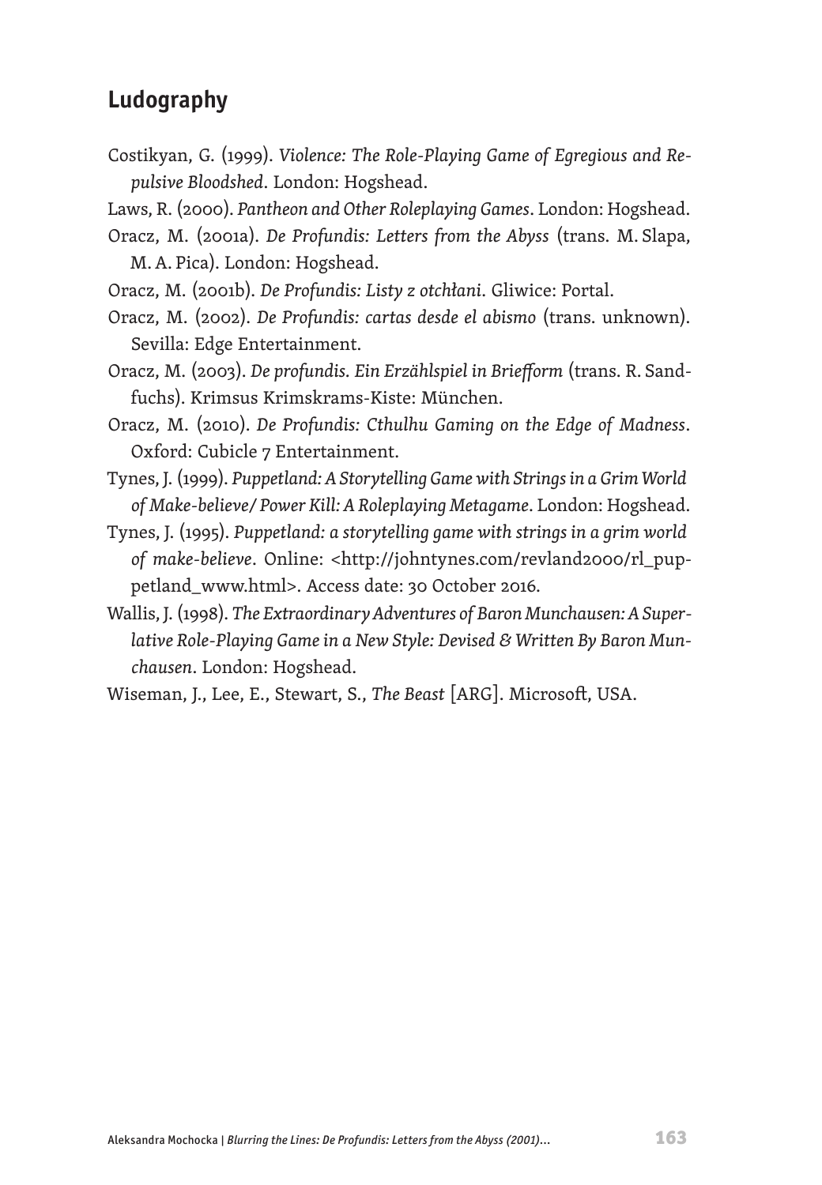## Ludography

Costikyan, G. (1999). *Violence: The Role-Playing Game of Egregious and Repulsive Bloodshed*. London: Hogshead.

Laws, R. (2000). *Pantheon and Other Roleplaying Games*. London: Hogshead.

Oracz, M. (2001a). *De Profundis: Letters from the Abyss* (trans. M. Slapa, M. A. Pica). London: Hogshead.

Oracz, M. (2001b). *De Profundis: Listy z otchłani*. Gliwice: Portal.

Oracz, M. (2002). *De Profundis: cartas desde el abismo* (trans. unknown). Sevilla: Edge Entertainment.

Oracz, M. (2003). *De profundis. Ein Erzählspiel in Briefform* (trans. R. Sandfuchs). Krimsus Krimskrams-Kiste: München.

Oracz, M. (2010). *De Profundis: Cthulhu Gaming on the Edge of Madness*. Oxford: Cubicle 7 Entertainment.

Tynes, J. (1999). *Puppetland: A Storytelling Game with Strings in a Grim World of Make-believe/ Power Kill: A Roleplaying Metagame*. London: Hogshead.

Tynes, J. (1995). *Puppetland: a storytelling game with strings in a grim world of make-believe*. Online: <http://johntynes.com/revland2000/rl_puppetland_www.html>. Access date: 30 October 2016.

Wallis, J. (1998). *The Extraordinary Adventures of Baron Munchausen: A Superlative Role-Playing Game in a New Style: Devised & Written By Baron Munchausen*. London: Hogshead.

Wiseman, J., Lee, E., Stewart, S., *The Beast* [ARG]. Microsoft, USA.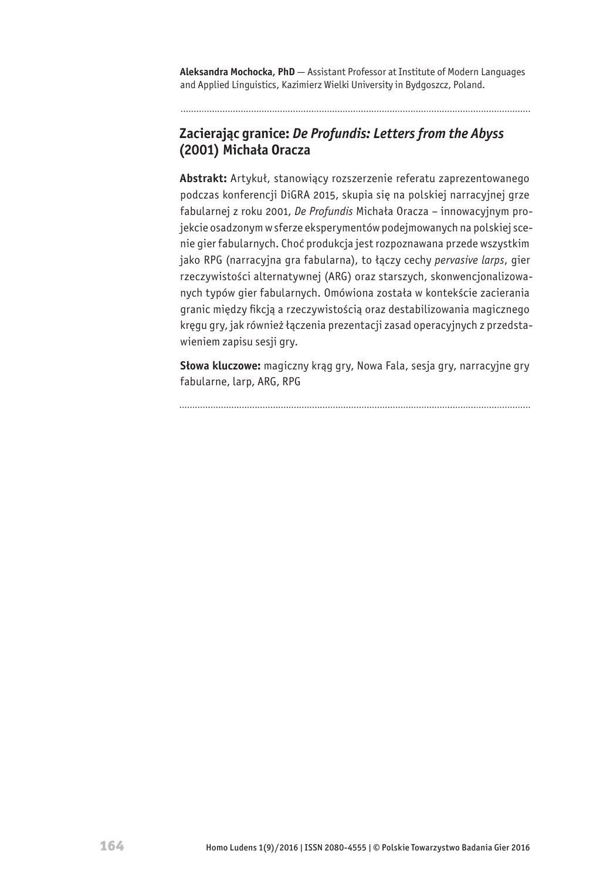**Aleksandra Mochocka, PhD** — Assistant Professor at Institute of Modern Languages and Applied Linguistics, Kazimierz Wielki University in Bydgoszcz, Poland.

---

## Zacierając granice: *De Profundis: Letters from the Abyss* (2001) Michała Oracza

**Abstrakt:** Artykuł, stanowiący rozszerzenie referatu zaprezentowanego podczas konferencji DiGRA 2015, skupia się na polskiej narracyjnej grze fabularnej z roku 2001, *De Profundis* Michała Oracza – innowacyjnym projekcie osadzonym w sferze eksperymentów podejmowanych na polskiej scenie gier fabularnych. Choć produkcja jest rozpoznawana przede wszystkim jako RPG (narracyjna gra fabularna), to łączy cechy *pervasive larps*, gier rzeczywistości alternatywnej (ARG) oraz starszych, skonwencjonalizowanych typów gier fabularnych. Omówiona została w kontekście zacierania granic między fikcją a rzeczywistością oraz destabilizowania magicznego kręgu gry, jak również łączenia prezentacji zasad operacyjnych z przedstawieniem zapisu sesji gry.

**Słowa kluczowe:** magiczny krąg gry, Nowa Fala, sesja gry, narracyjne gry fabularne, larp, ARG, RPG

---